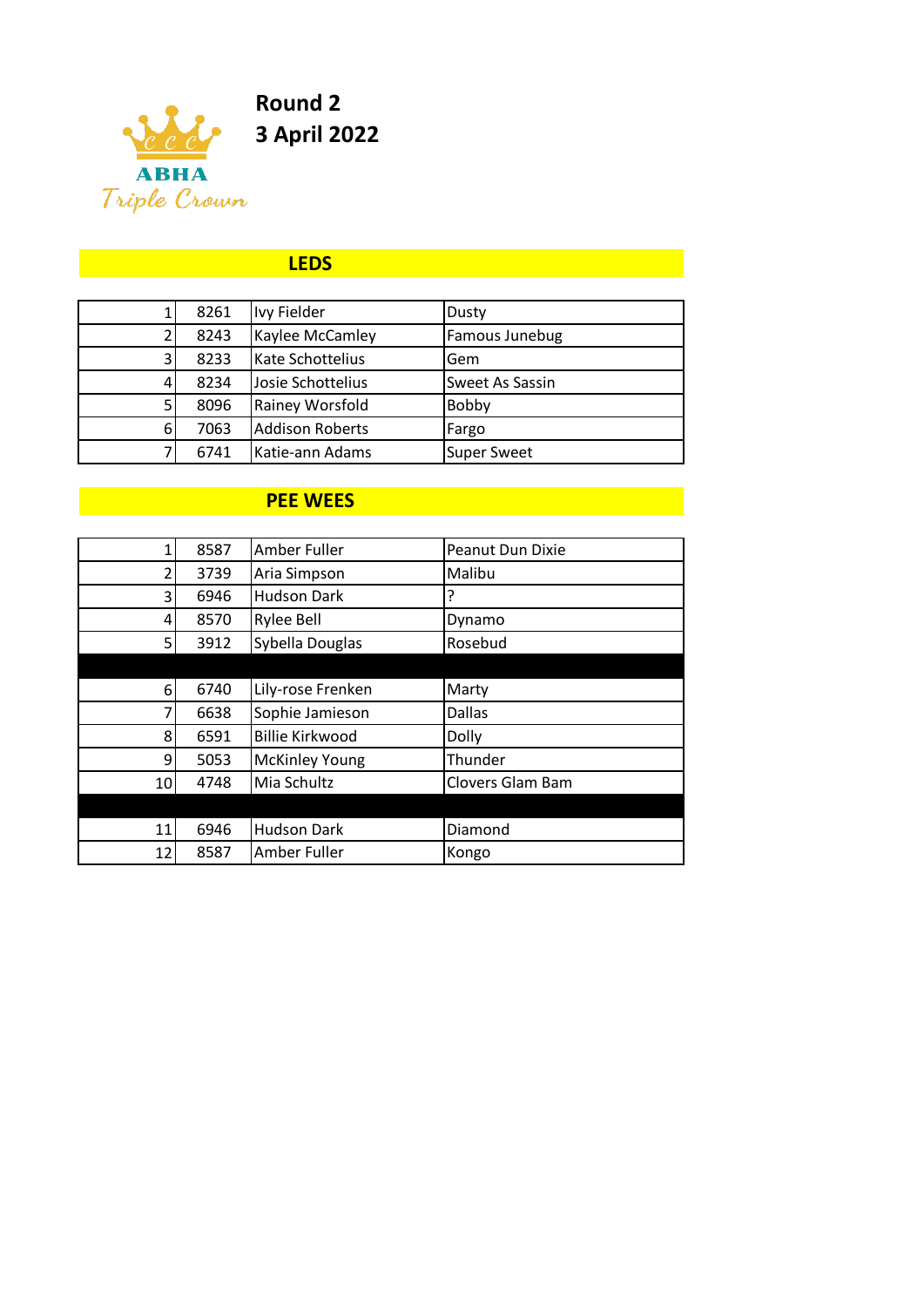ABHA Triple Crown

**Round 2**
**3 April 2022**

## LEDS

| | | | |
|---|---|---|---|
| 1 | 8261 | Ivy Fielder | Dusty |
| 2 | 8243 | Kaylee McCamley | Famous Junebug |
| 3 | 8233 | Kate Schottelius | Gem |
| 4 | 8234 | Josie Schottelius | Sweet As Sassin |
| 5 | 8096 | Rainey Worsfold | Bobby |
| 6 | 7063 | Addison Roberts | Fargo |
| 7 | 6741 | Katie-ann Adams | Super Sweet |

## PEE WEES

| | | | |
|---|---|---|---|
| 1 | 8587 | Amber Fuller | Peanut Dun Dixie |
| 2 | 3739 | Aria Simpson | Malibu |
| 3 | 6946 | Hudson Dark | ? |
| 4 | 8570 | Rylee Bell | Dynamo |
| 5 | 3912 | Sybella Douglas | Rosebud |
| | | | |
| 6 | 6740 | Lily-rose Frenken | Marty |
| 7 | 6638 | Sophie Jamieson | Dallas |
| 8 | 6591 | Billie Kirkwood | Dolly |
| 9 | 5053 | McKinley Young | Thunder |
| 10 | 4748 | Mia Schultz | Clovers Glam Bam |
| | | | |
| 11 | 6946 | Hudson Dark | Diamond |
| 12 | 8587 | Amber Fuller | Kongo |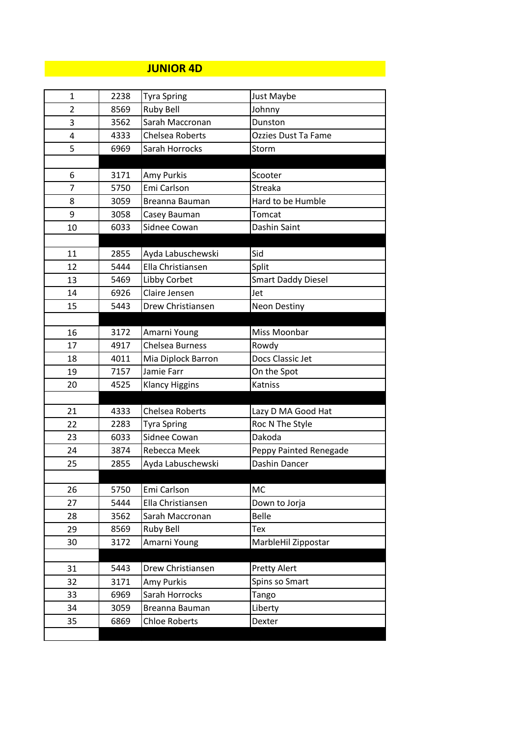# JUNIOR 4D

| | | | |
|---|---|---|---|
| 1 | 2238 | Tyra Spring | Just Maybe |
| 2 | 8569 | Ruby Bell | Johnny |
| 3 | 3562 | Sarah Maccronan | Dunston |
| 4 | 4333 | Chelsea Roberts | Ozzies Dust Ta Fame |
| 5 | 6969 | Sarah Horrocks | Storm |
| | | | |
| 6 | 3171 | Amy Purkis | Scooter |
| 7 | 5750 | Emi Carlson | Streaka |
| 8 | 3059 | Breanna Bauman | Hard to be Humble |
| 9 | 3058 | Casey Bauman | Tomcat |
| 10 | 6033 | Sidnee Cowan | Dashin Saint |
| | | | |
| 11 | 2855 | Ayda Labuschewski | Sid |
| 12 | 5444 | Ella Christiansen | Split |
| 13 | 5469 | Libby Corbet | Smart Daddy Diesel |
| 14 | 6926 | Claire Jensen | Jet |
| 15 | 5443 | Drew Christiansen | Neon Destiny |
| | | | |
| 16 | 3172 | Amarni Young | Miss Moonbar |
| 17 | 4917 | Chelsea Burness | Rowdy |
| 18 | 4011 | Mia Diplock Barron | Docs Classic Jet |
| 19 | 7157 | Jamie Farr | On the Spot |
| 20 | 4525 | Klancy Higgins | Katniss |
| | | | |
| 21 | 4333 | Chelsea Roberts | Lazy D MA Good Hat |
| 22 | 2283 | Tyra Spring | Roc N The Style |
| 23 | 6033 | Sidnee Cowan | Dakoda |
| 24 | 3874 | Rebecca Meek | Peppy Painted Renegade |
| 25 | 2855 | Ayda Labuschewski | Dashin Dancer |
| | | | |
| 26 | 5750 | Emi Carlson | MC |
| 27 | 5444 | Ella Christiansen | Down to Jorja |
| 28 | 3562 | Sarah Maccronan | Belle |
| 29 | 8569 | Ruby Bell | Tex |
| 30 | 3172 | Amarni Young | MarbleHil Zippostar |
| | | | |
| 31 | 5443 | Drew Christiansen | Pretty Alert |
| 32 | 3171 | Amy Purkis | Spins so Smart |
| 33 | 6969 | Sarah Horrocks | Tango |
| 34 | 3059 | Breanna Bauman | Liberty |
| 35 | 6869 | Chloe Roberts | Dexter |
| | | | |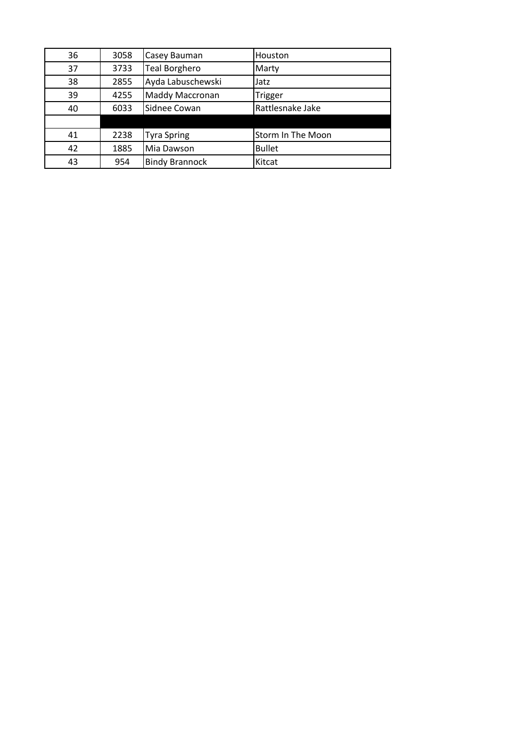| | | | |
|---|---|---|---|
| 36 | 3058 | Casey Bauman | Houston |
| 37 | 3733 | Teal Borghero | Marty |
| 38 | 2855 | Ayda Labuschewski | Jatz |
| 39 | 4255 | Maddy Maccronan | Trigger |
| 40 | 6033 | Sidnee Cowan | Rattlesnake Jake |
| | | | |
| 41 | 2238 | Tyra Spring | Storm In The Moon |
| 42 | 1885 | Mia Dawson | Bullet |
| 43 | 954 | Bindy Brannock | Kitcat |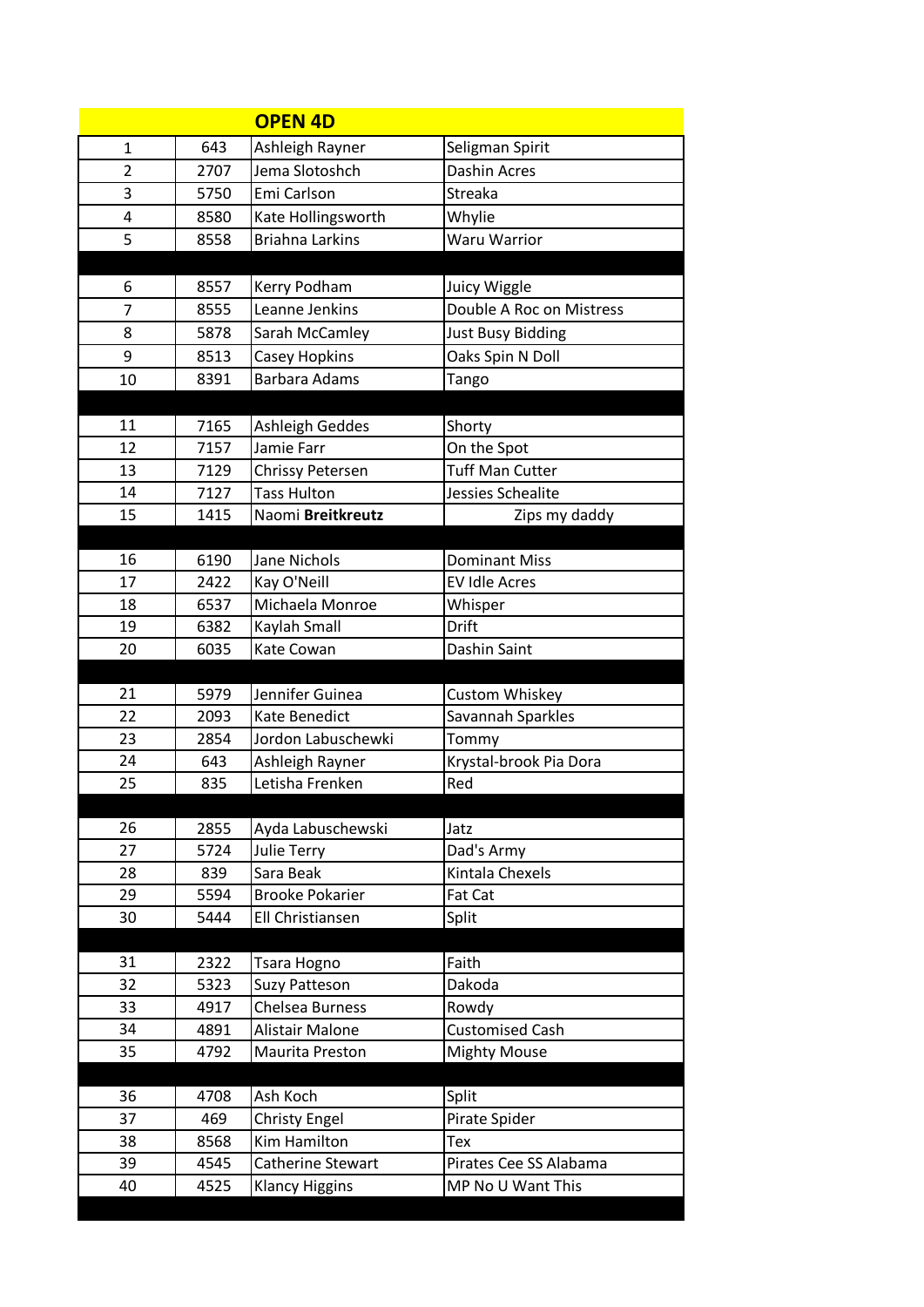| OPEN 4D | | | |
|---|---|---|---|
| 1 | 643 | Ashleigh Rayner | Seligman Spirit |
| 2 | 2707 | Jema Slotoshch | Dashin Acres |
| 3 | 5750 | Emi Carlson | Streaka |
| 4 | 8580 | Kate Hollingsworth | Whylie |
| 5 | 8558 | Briahna Larkins | Waru Warrior |
| | | | |
| 6 | 8557 | Kerry Podham | Juicy Wiggle |
| 7 | 8555 | Leanne Jenkins | Double A Roc on Mistress |
| 8 | 5878 | Sarah McCamley | Just Busy Bidding |
| 9 | 8513 | Casey Hopkins | Oaks Spin N Doll |
| 10 | 8391 | Barbara Adams | Tango |
| | | | |
| 11 | 7165 | Ashleigh Geddes | Shorty |
| 12 | 7157 | Jamie Farr | On the Spot |
| 13 | 7129 | Chrissy Petersen | Tuff Man Cutter |
| 14 | 7127 | Tass Hulton | Jessies Schealite |
| 15 | 1415 | Naomi **Breitkreutz** | Zips my daddy |
| | | | |
| 16 | 6190 | Jane Nichols | Dominant Miss |
| 17 | 2422 | Kay O'Neill | EV Idle Acres |
| 18 | 6537 | Michaela Monroe | Whisper |
| 19 | 6382 | Kaylah Small | Drift |
| 20 | 6035 | Kate Cowan | Dashin Saint |
| | | | |
| 21 | 5979 | Jennifer Guinea | Custom Whiskey |
| 22 | 2093 | Kate Benedict | Savannah Sparkles |
| 23 | 2854 | Jordon Labuschewki | Tommy |
| 24 | 643 | Ashleigh Rayner | Krystal-brook Pia Dora |
| 25 | 835 | Letisha Frenken | Red |
| | | | |
| 26 | 2855 | Ayda Labuschewski | Jatz |
| 27 | 5724 | Julie Terry | Dad's Army |
| 28 | 839 | Sara Beak | Kintala Chexels |
| 29 | 5594 | Brooke Pokarier | Fat Cat |
| 30 | 5444 | Ell Christiansen | Split |
| | | | |
| 31 | 2322 | Tsara Hogno | Faith |
| 32 | 5323 | Suzy Patteson | Dakoda |
| 33 | 4917 | Chelsea Burness | Rowdy |
| 34 | 4891 | Alistair Malone | Customised Cash |
| 35 | 4792 | Maurita Preston | Mighty Mouse |
| | | | |
| 36 | 4708 | Ash Koch | Split |
| 37 | 469 | Christy Engel | Pirate Spider |
| 38 | 8568 | Kim Hamilton | Tex |
| 39 | 4545 | Catherine Stewart | Pirates Cee SS Alabama |
| 40 | 4525 | Klancy Higgins | MP No U Want This |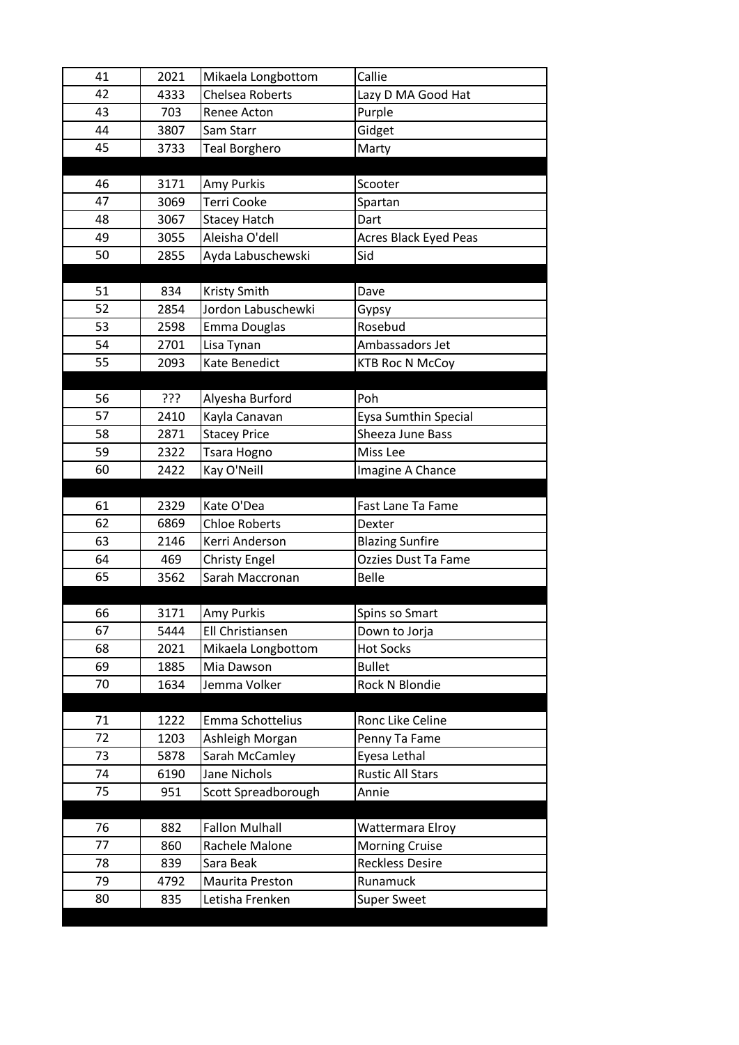| | | | |
|---|---|---|---|
| 41 | 2021 | Mikaela Longbottom | Callie |
| 42 | 4333 | Chelsea Roberts | Lazy D MA Good Hat |
| 43 | 703 | Renee Acton | Purple |
| 44 | 3807 | Sam Starr | Gidget |
| 45 | 3733 | Teal Borghero | Marty |
| | | | |
| 46 | 3171 | Amy Purkis | Scooter |
| 47 | 3069 | Terri Cooke | Spartan |
| 48 | 3067 | Stacey Hatch | Dart |
| 49 | 3055 | Aleisha O'dell | Acres Black Eyed Peas |
| 50 | 2855 | Ayda Labuschewski | Sid |
| | | | |
| 51 | 834 | Kristy Smith | Dave |
| 52 | 2854 | Jordon Labuschewki | Gypsy |
| 53 | 2598 | Emma Douglas | Rosebud |
| 54 | 2701 | Lisa Tynan | Ambassadors Jet |
| 55 | 2093 | Kate Benedict | KTB Roc N McCoy |
| | | | |
| 56 | ??? | Alyesha Burford | Poh |
| 57 | 2410 | Kayla Canavan | Eysa Sumthin Special |
| 58 | 2871 | Stacey Price | Sheeza June Bass |
| 59 | 2322 | Tsara Hogno | Miss Lee |
| 60 | 2422 | Kay O'Neill | Imagine A Chance |
| | | | |
| 61 | 2329 | Kate O'Dea | Fast Lane Ta Fame |
| 62 | 6869 | Chloe Roberts | Dexter |
| 63 | 2146 | Kerri Anderson | Blazing Sunfire |
| 64 | 469 | Christy Engel | Ozzies Dust Ta Fame |
| 65 | 3562 | Sarah Maccronan | Belle |
| | | | |
| 66 | 3171 | Amy Purkis | Spins so Smart |
| 67 | 5444 | Ell Christiansen | Down to Jorja |
| 68 | 2021 | Mikaela Longbottom | Hot Socks |
| 69 | 1885 | Mia Dawson | Bullet |
| 70 | 1634 | Jemma Volker | Rock N Blondie |
| | | | |
| 71 | 1222 | Emma Schottelius | Ronc Like Celine |
| 72 | 1203 | Ashleigh Morgan | Penny Ta Fame |
| 73 | 5878 | Sarah McCamley | Eyesa Lethal |
| 74 | 6190 | Jane Nichols | Rustic All Stars |
| 75 | 951 | Scott Spreadborough | Annie |
| | | | |
| 76 | 882 | Fallon Mulhall | Wattermara Elroy |
| 77 | 860 | Rachele Malone | Morning Cruise |
| 78 | 839 | Sara Beak | Reckless Desire |
| 79 | 4792 | Maurita Preston | Runamuck |
| 80 | 835 | Letisha Frenken | Super Sweet |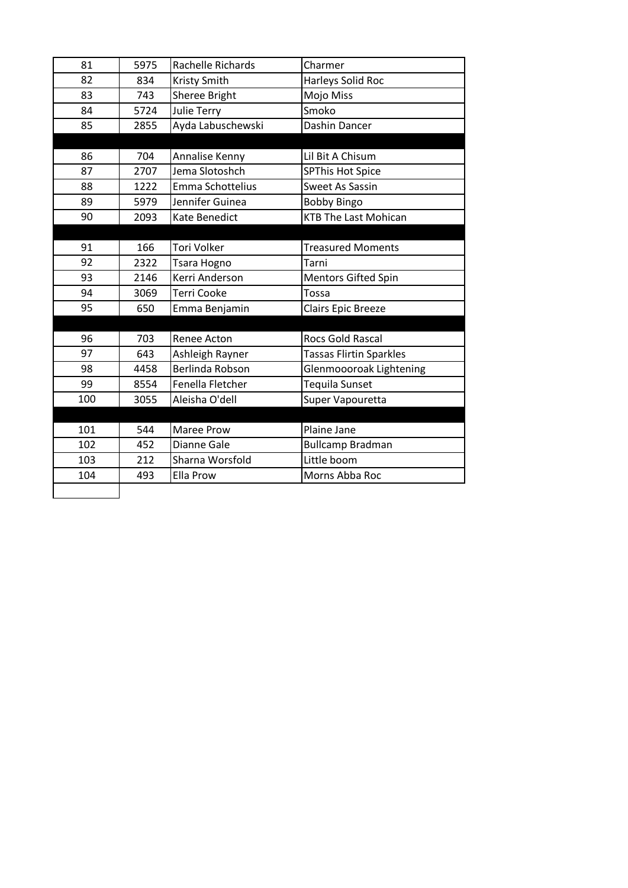| | | | |
|---|---|---|---|
| 81 | 5975 | Rachelle Richards | Charmer |
| 82 | 834 | Kristy Smith | Harleys Solid Roc |
| 83 | 743 | Sheree Bright | Mojo Miss |
| 84 | 5724 | Julie Terry | Smoko |
| 85 | 2855 | Ayda Labuschewski | Dashin Dancer |
| | | | |
| 86 | 704 | Annalise Kenny | Lil Bit A Chisum |
| 87 | 2707 | Jema Slotoshch | SPThis Hot Spice |
| 88 | 1222 | Emma Schottelius | Sweet As Sassin |
| 89 | 5979 | Jennifer Guinea | Bobby Bingo |
| 90 | 2093 | Kate Benedict | KTB The Last Mohican |
| | | | |
| 91 | 166 | Tori Volker | Treasured Moments |
| 92 | 2322 | Tsara Hogno | Tarni |
| 93 | 2146 | Kerri Anderson | Mentors Gifted Spin |
| 94 | 3069 | Terri Cooke | Tossa |
| 95 | 650 | Emma Benjamin | Clairs Epic Breeze |
| | | | |
| 96 | 703 | Renee Acton | Rocs Gold Rascal |
| 97 | 643 | Ashleigh Rayner | Tassas Flirtin Sparkles |
| 98 | 4458 | Berlinda Robson | Glenmoooroak Lightening |
| 99 | 8554 | Fenella Fletcher | Tequila Sunset |
| 100 | 3055 | Aleisha O'dell | Super Vapouretta |
| | | | |
| 101 | 544 | Maree Prow | Plaine Jane |
| 102 | 452 | Dianne Gale | Bullcamp Bradman |
| 103 | 212 | Sharna Worsfold | Little boom |
| 104 | 493 | Ella Prow | Morns Abba Roc |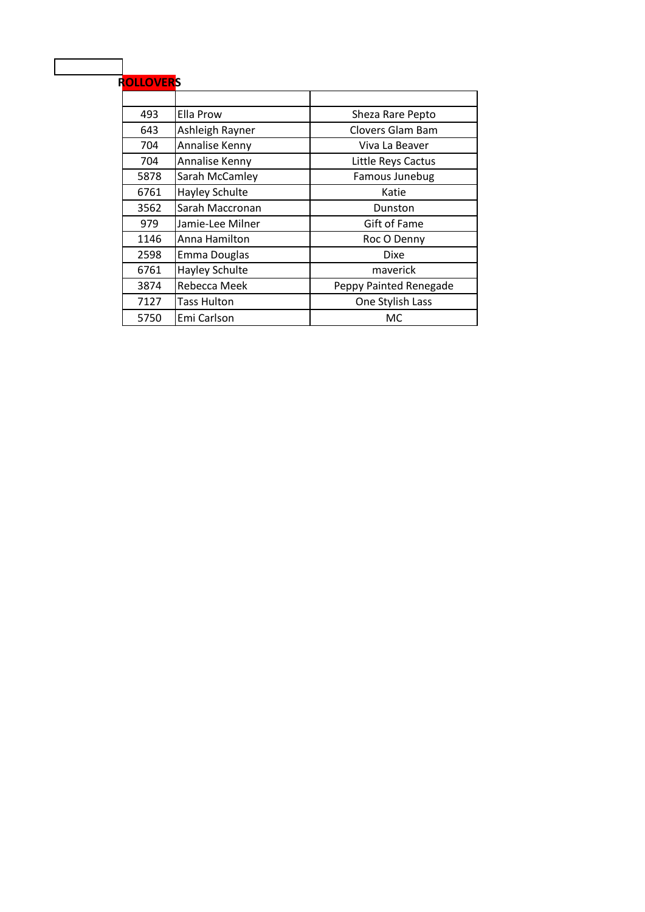## ROLLOVERS

| | | |
|---|---|---|
| 493 | Ella Prow | Sheza Rare Pepto |
| 643 | Ashleigh Rayner | Clovers Glam Bam |
| 704 | Annalise Kenny | Viva La Beaver |
| 704 | Annalise Kenny | Little Reys Cactus |
| 5878 | Sarah McCamley | Famous Junebug |
| 6761 | Hayley Schulte | Katie |
| 3562 | Sarah Maccronan | Dunston |
| 979 | Jamie-Lee Milner | Gift of Fame |
| 1146 | Anna Hamilton | Roc O Denny |
| 2598 | Emma Douglas | Dixe |
| 6761 | Hayley Schulte | maverick |
| 3874 | Rebecca Meek | Peppy Painted Renegade |
| 7127 | Tass Hulton | One Stylish Lass |
| 5750 | Emi Carlson | MC |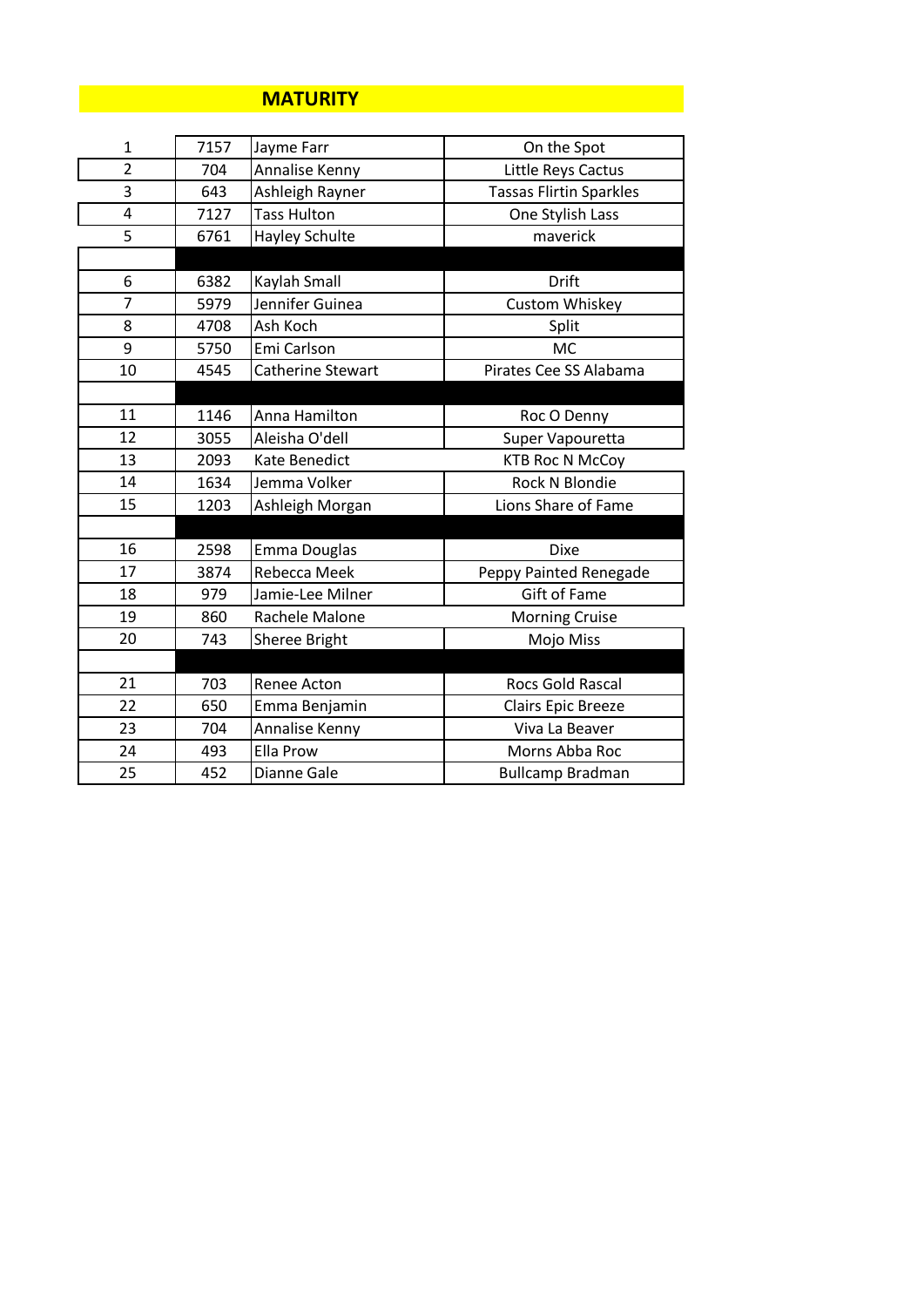## MATURITY

| | | | |
|---|---|---|---|
| 1 | 7157 | Jayme Farr | On the Spot |
| 2 | 704 | Annalise Kenny | Little Reys Cactus |
| 3 | 643 | Ashleigh Rayner | Tassas Flirtin Sparkles |
| 4 | 7127 | Tass Hulton | One Stylish Lass |
| 5 | 6761 | Hayley Schulte | maverick |
| | | | |
| 6 | 6382 | Kaylah Small | Drift |
| 7 | 5979 | Jennifer Guinea | Custom Whiskey |
| 8 | 4708 | Ash Koch | Split |
| 9 | 5750 | Emi Carlson | MC |
| 10 | 4545 | Catherine Stewart | Pirates Cee SS Alabama |
| | | | |
| 11 | 1146 | Anna Hamilton | Roc O Denny |
| 12 | 3055 | Aleisha O'dell | Super Vapouretta |
| 13 | 2093 | Kate Benedict | KTB Roc N McCoy |
| 14 | 1634 | Jemma Volker | Rock N Blondie |
| 15 | 1203 | Ashleigh Morgan | Lions Share of Fame |
| | | | |
| 16 | 2598 | Emma Douglas | Dixe |
| 17 | 3874 | Rebecca Meek | Peppy Painted Renegade |
| 18 | 979 | Jamie-Lee Milner | Gift of Fame |
| 19 | 860 | Rachele Malone | Morning Cruise |
| 20 | 743 | Sheree Bright | Mojo Miss |
| | | | |
| 21 | 703 | Renee Acton | Rocs Gold Rascal |
| 22 | 650 | Emma Benjamin | Clairs Epic Breeze |
| 23 | 704 | Annalise Kenny | Viva La Beaver |
| 24 | 493 | Ella Prow | Morns Abba Roc |
| 25 | 452 | Dianne Gale | Bullcamp Bradman |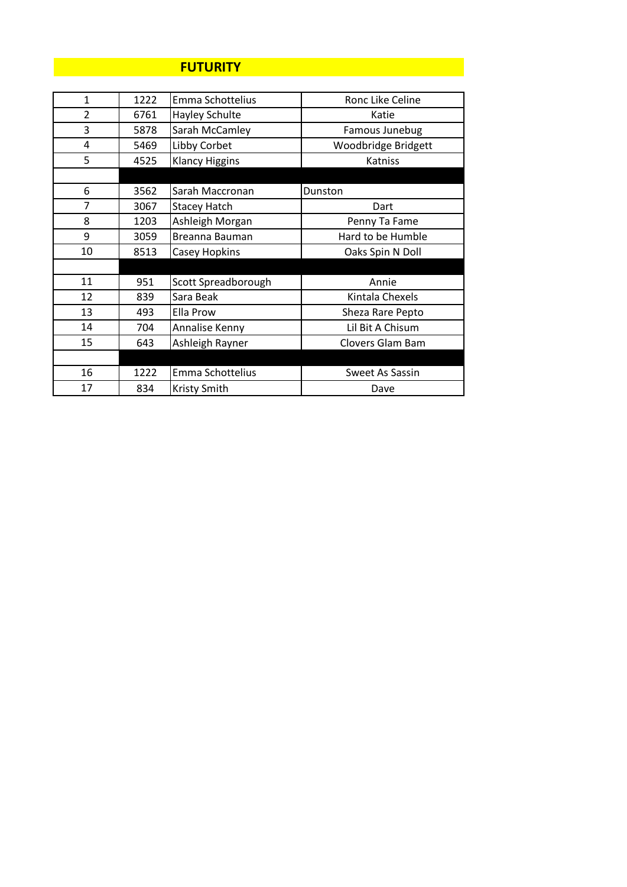# FUTURITY

| | | | |
|---|---|---|---|
| 1 | 1222 | Emma Schottelius | Ronc Like Celine |
| 2 | 6761 | Hayley Schulte | Katie |
| 3 | 5878 | Sarah McCamley | Famous Junebug |
| 4 | 5469 | Libby Corbet | Woodbridge Bridgett |
| 5 | 4525 | Klancy Higgins | Katniss |
| | | | |
| 6 | 3562 | Sarah Maccronan | Dunston |
| 7 | 3067 | Stacey Hatch | Dart |
| 8 | 1203 | Ashleigh Morgan | Penny Ta Fame |
| 9 | 3059 | Breanna Bauman | Hard to be Humble |
| 10 | 8513 | Casey Hopkins | Oaks Spin N Doll |
| | | | |
| 11 | 951 | Scott Spreadborough | Annie |
| 12 | 839 | Sara Beak | Kintala Chexels |
| 13 | 493 | Ella Prow | Sheza Rare Pepto |
| 14 | 704 | Annalise Kenny | Lil Bit A Chisum |
| 15 | 643 | Ashleigh Rayner | Clovers Glam Bam |
| | | | |
| 16 | 1222 | Emma Schottelius | Sweet As Sassin |
| 17 | 834 | Kristy Smith | Dave |